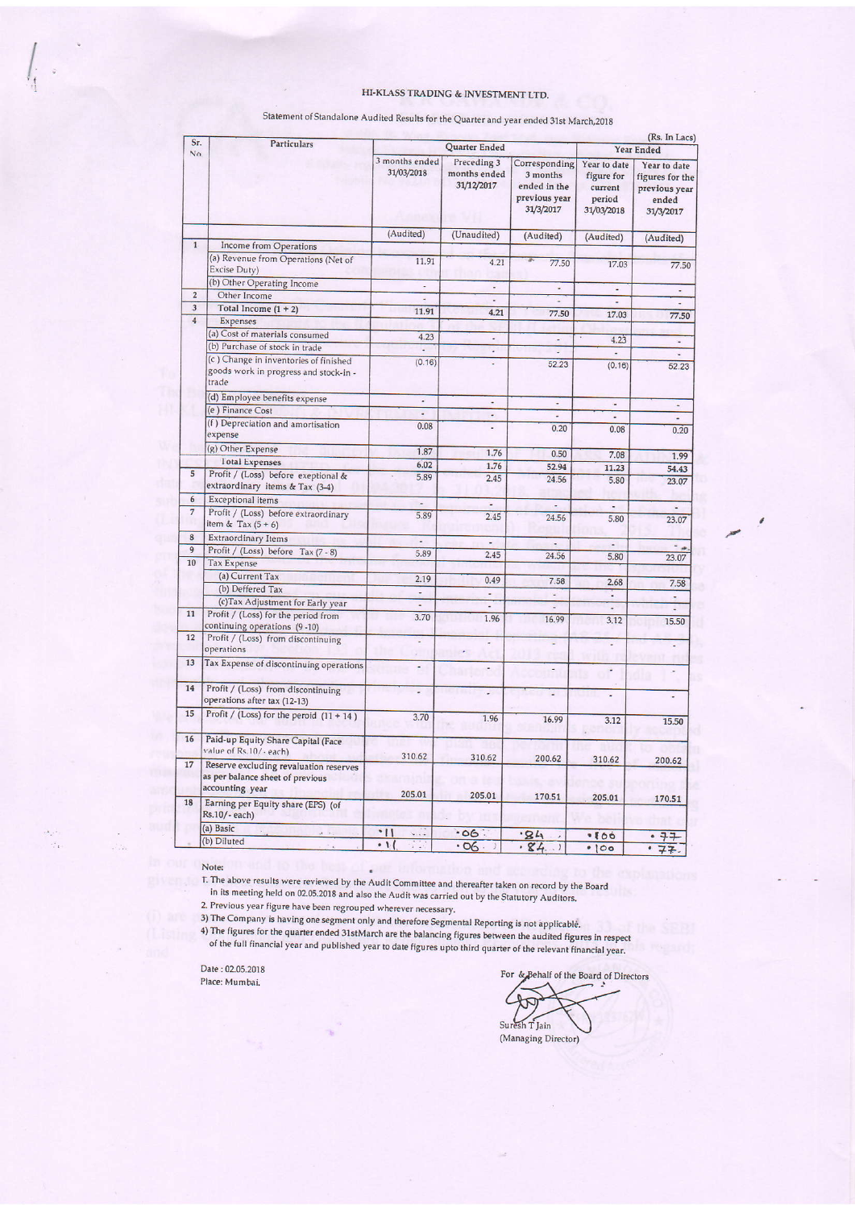# HI-KLASS TRADING & INVESTMENT LTD.

Statement of Standalone Audited Results for the Quarter and year ended 31st March,2018

(Rs. In Lacs)

| Sr. No. | Particulars | Quarter Ended | | | Year Ended | |
|---|---|---|---|---|---|---|
| | | 3 months ended 31/03/2018 | Preceding 3 months ended 31/12/2017 | Corresponding 3 months ended in the previous year 31/3/2017 | Year to date figure for current period 31/03/2018 | Year to date figures for the previous year ended 31/3/2017 |
| | | (Audited) | (Unaudited) | (Audited) | (Audited) | (Audited) |
| 1 | Income from Operations | | | | | |
| | (a) Revenue from Operations (Net of Excise Duty) | 11.91 | 4.21 | 77.50 | 17.03 | 77.50 |
| | (b) Other Operating Income | - | - | - | - | - |
| 2 | Other Income | - | - | - | - | - |
| 3 | Total Income (1 + 2) | 11.91 | 4.21 | 77.50 | 17.03 | 77.50 |
| 4 | Expenses | | | | | |
| | (a) Cost of materials consumed | 4.23 | - | - | 4.23 | - |
| | (b) Purchase of stock in trade | - | - | - | - | - |
| | (c ) Change in inventories of finished goods work in progress and stock-in - trade | (0.16) | - | 52.23 | (0.16) | 52.23 |
| | (d) Employee benefits expense | - | - | - | - | - |
| | (e ) Finance Cost | - | - | - | - | - |
| | (f ) Depreciation and amortisation expense | 0.08 | - | 0.20 | 0.08 | 0.20 |
| | (g) Other Expense | 1.87 | 1.76 | 0.50 | 7.08 | 1.99 |
| | Total Expenses | 6.02 | 1.76 | 52.94 | 11.23 | 54.43 |
| 5 | Profit / (Loss) before exeptional & extraordinary items & Tax (3-4) | 5.89 | 2.45 | 24.56 | 5.80 | 23.07 |
| 6 | Exceptional items | - | - | - | - | - |
| 7 | Profit / (Loss) before extraordinary item & Tax (5 + 6) | 5.89 | 2.45 | 24.56 | 5.80 | 23.07 |
| 8 | Extraordinary Items | - | - | - | - | - |
| 9 | Profit / (Loss) before Tax (7 - 8) | 5.89 | 2.45 | 24.56 | 5.80 | 23.07 |
| 10 | Tax Expense | | | | | |
| | (a) Current Tax | 2.19 | 0.49 | 7.58 | 2.68 | 7.58 |
| | (b) Deffered Tax | - | - | - | - | - |
| | (c)Tax Adjustment for Early year | - | - | - | - | - |
| 11 | Profit / (Loss) for the period from continuing operations (9 -10) | 3.70 | 1.96 | 16.99 | 3.12 | 15.50 |
| 12 | Profit / (Loss) from discontinuing operations | - | - | - | - | - |
| 13 | Tax Expense of discontinuing operations | - | - | - | - | - |
| 14 | Profit / (Loss) from discontinuing operations after tax (12-13) | - | - | - | - | - |
| 15 | Profit / (Loss) for the peroid (11 + 14 ) | 3.70 | 1.96 | 16.99 | 3.12 | 15.50 |
| 16 | Paid-up Equity Share Capital (Face value of Rs.10/- each) | 310.62 | 310.62 | 200.62 | 310.62 | 200.62 |
| 17 | Reserve excluding revaluation reserves as per balance sheet of previous accounting year | 205.01 | 205.01 | 170.51 | 205.01 | 170.51 |
| 18 | Earning per Equity share (EPS) (of Rs.10/- each) | | | | | |
| | (a) Basic | .11 | .06 | .84 | .100 | .77 |
| | (b) Diluted | .11 | .06 | .84 | .100 | .77 |

Note:

1. The above results were reviewed by the Audit Committee and thereafter taken on record by the Board in its meeting held on 02.05.2018 and also the Audit was carried out by the Statutory Auditors.
2. Previous year figure have been regrouped wherever necessary.
3. The Company is having one segment only and therefore Segmental Reporting is not applicable.
4. The figures for the quarter ended 31stMarch are the balancing figures between the audited figures in respect of the full financial year and published year to date figures upto third quarter of the relevant financial year.

Date : 02.05.2018
Place: Mumbai.

For & Behalf of the Board of Directors

Suresh T Jain
(Managing Director)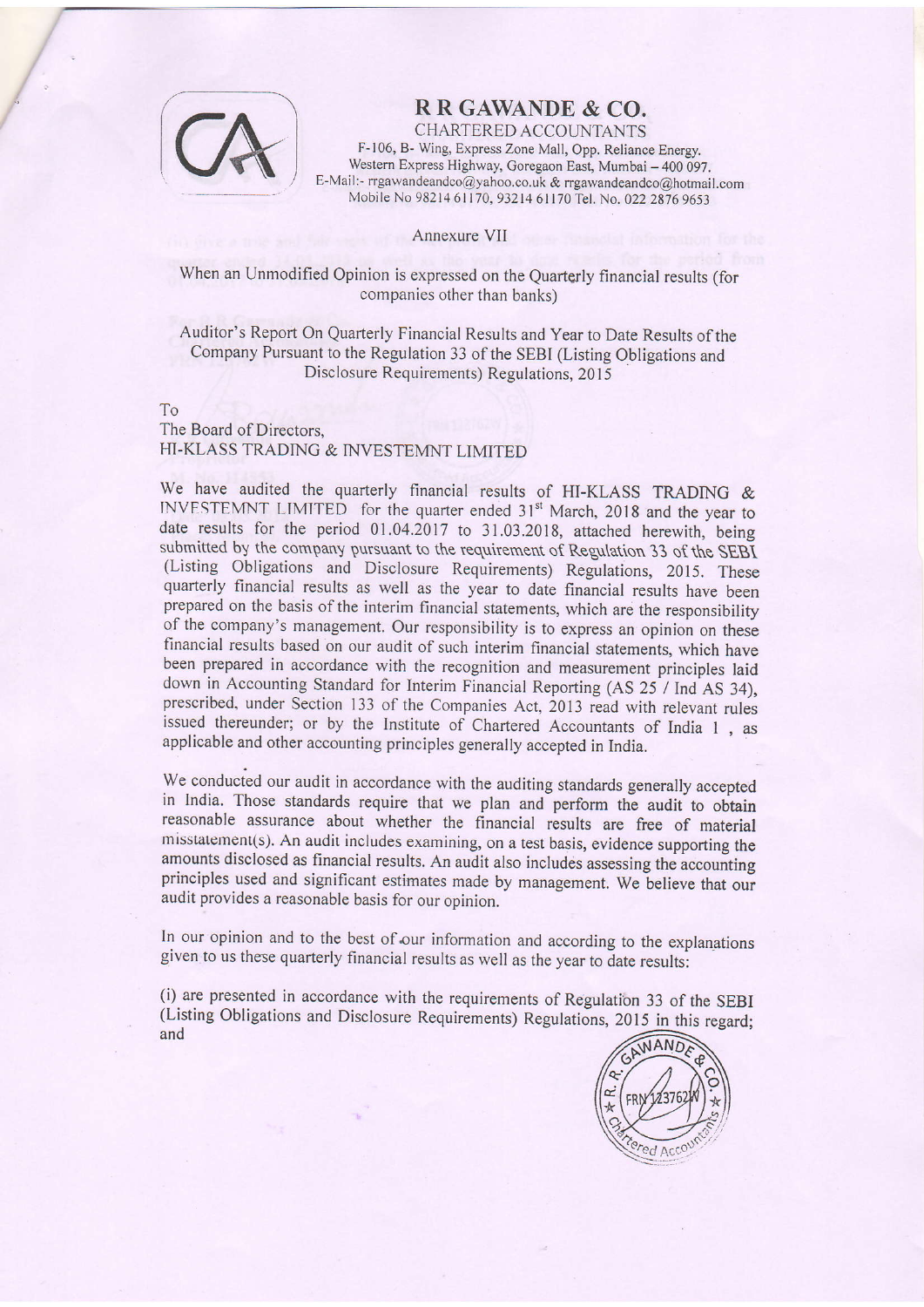# R R GAWANDE & CO.

CHARTERED ACCOUNTANTS

F-106, B- Wing, Express Zone Mall, Opp. Reliance Energy.
Western Express Highway, Goregaon East, Mumbai – 400 097.
E-Mail:- rrgawandeandco@yahoo.co.uk & rrgawandeandco@hotmail.com
Mobile No 98214 61170, 93214 61170 Tel. No. 022 2876 9653

Annexure VII

When an Unmodified Opinion is expressed on the Quarterly financial results (for companies other than banks)

Auditor's Report On Quarterly Financial Results and Year to Date Results of the Company Pursuant to the Regulation 33 of the SEBI (Listing Obligations and Disclosure Requirements) Regulations, 2015

To
The Board of Directors,
HI-KLASS TRADING & INVESTEMNT LIMITED

We have audited the quarterly financial results of HI-KLASS TRADING & INVESTEMNT LIMITED for the quarter ended 31st March, 2018 and the year to date results for the period 01.04.2017 to 31.03.2018, attached herewith, being submitted by the company pursuant to the requirement of Regulation 33 of the SEBI (Listing Obligations and Disclosure Requirements) Regulations, 2015. These quarterly financial results as well as the year to date financial results have been prepared on the basis of the interim financial statements, which are the responsibility of the company's management. Our responsibility is to express an opinion on these financial results based on our audit of such interim financial statements, which have been prepared in accordance with the recognition and measurement principles laid down in Accounting Standard for Interim Financial Reporting (AS 25 / Ind AS 34), prescribed, under Section 133 of the Companies Act, 2013 read with relevant rules issued thereunder; or by the Institute of Chartered Accountants of India 1 , as applicable and other accounting principles generally accepted in India.

We conducted our audit in accordance with the auditing standards generally accepted in India. Those standards require that we plan and perform the audit to obtain reasonable assurance about whether the financial results are free of material misstatement(s). An audit includes examining, on a test basis, evidence supporting the amounts disclosed as financial results. An audit also includes assessing the accounting principles used and significant estimates made by management. We believe that our audit provides a reasonable basis for our opinion.

In our opinion and to the best of our information and according to the explanations given to us these quarterly financial results as well as the year to date results:

(i) are presented in accordance with the requirements of Regulation 33 of the SEBI (Listing Obligations and Disclosure Requirements) Regulations, 2015 in this regard; and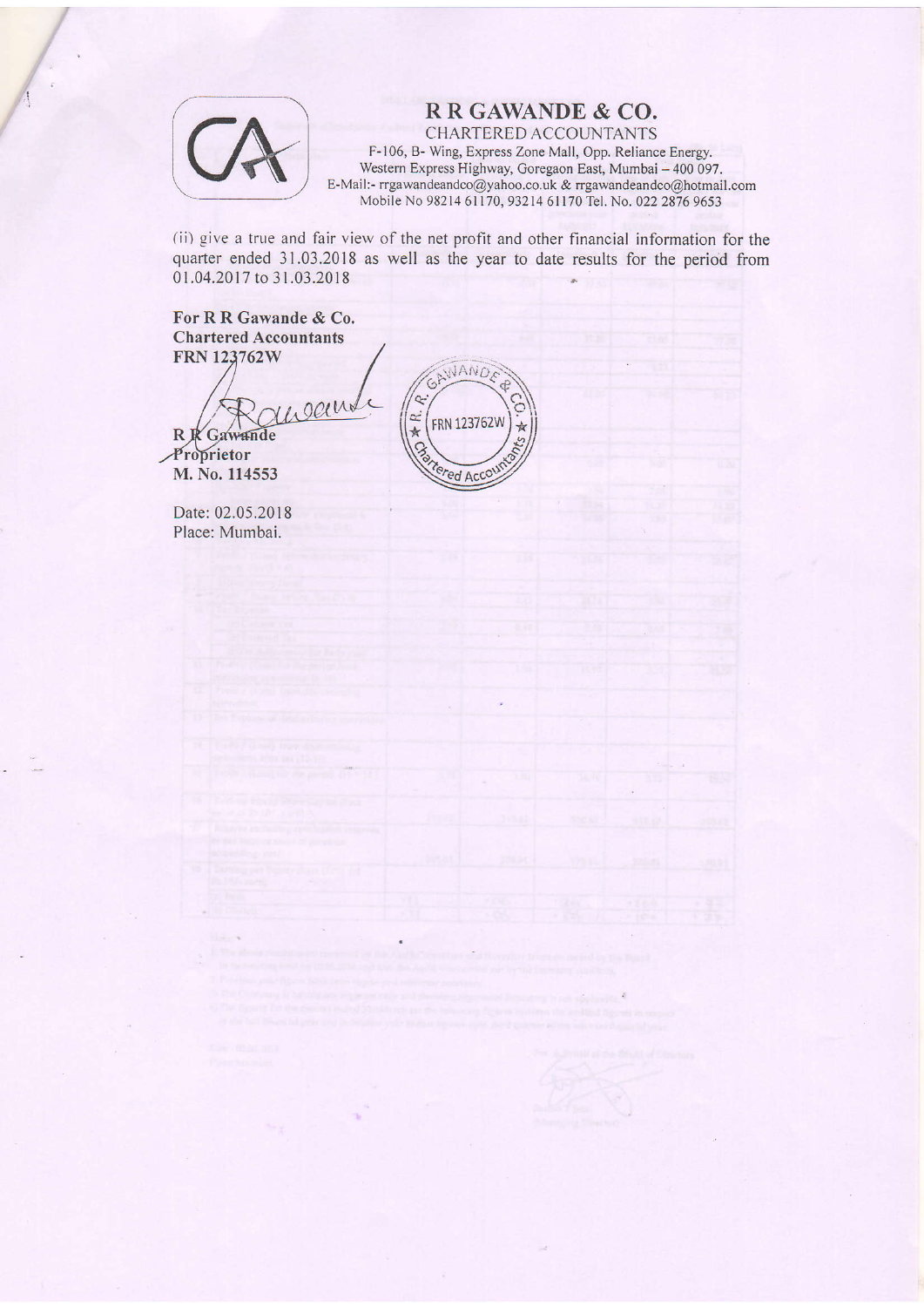# R R GAWANDE & CO.

CHARTERED ACCOUNTANTS

F-106, B- Wing, Express Zone Mall, Opp. Reliance Energy.
Western Express Highway, Goregaon East, Mumbai – 400 097.
E-Mail:- rrgawandeandco@yahoo.co.uk & rrgawandeandco@hotmail.com
Mobile No 98214 61170, 93214 61170 Tel. No. 022 2876 9653

(ii) give a true and fair view of the net profit and other financial information for the quarter ended 31.03.2018 as well as the year to date results for the period from 01.04.2017 to 31.03.2018

**For R R Gawande & Co.**
**Chartered Accountants**
**FRN 123762W**

**R R Gawande**
**Proprietor**
**M. No. 114553**

Date: 02.05.2018
Place: Mumbai.